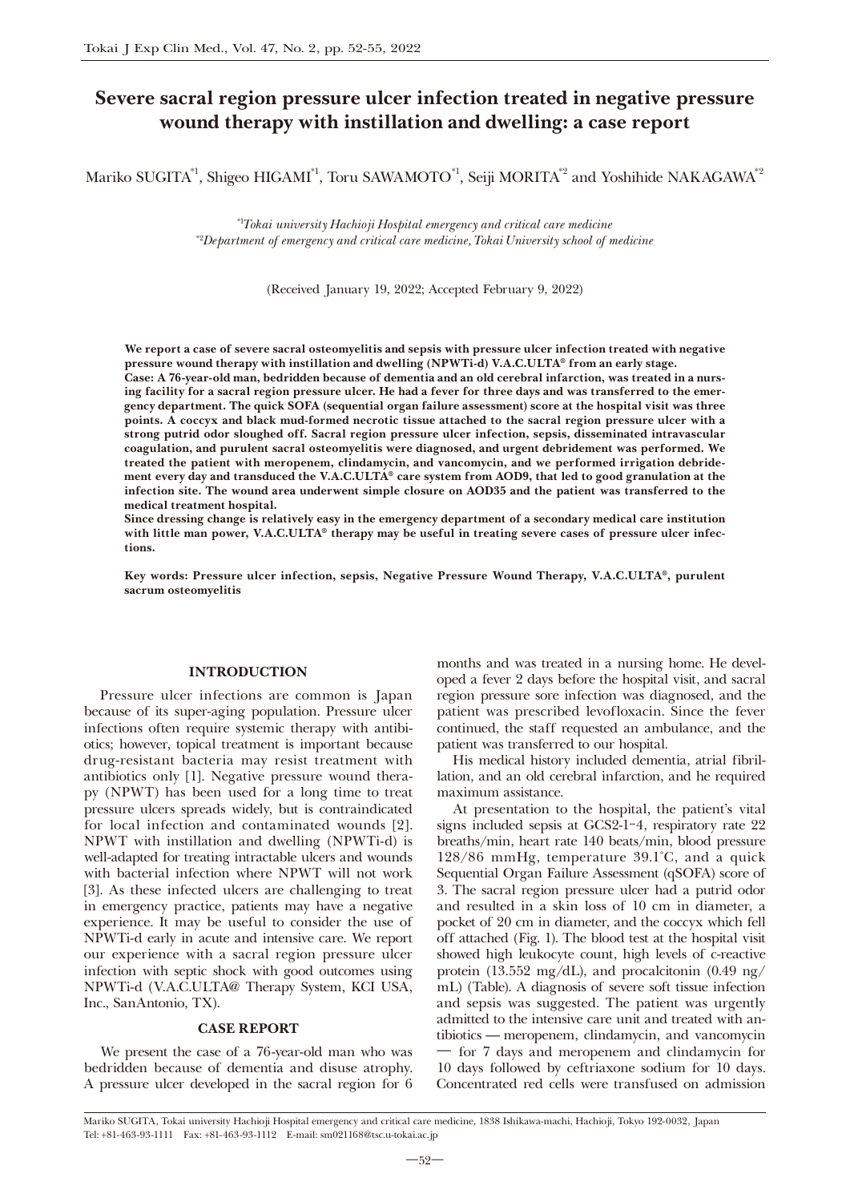# Severe sacral region pressure ulcer infection treated in negative pressure wound therapy with instillation and dwelling: a case report

Mariko SUGITA[*1], Shigeo HIGAMI[*1], Toru SAWAMOTO[*1], Seiji MORITA[*2] and Yoshihide NAKAGAWA[*2]

[*1]*Tokai university Hachioji Hospital emergency and critical care medicine*
[*2]*Department of emergency and critical care medicine, Tokai University school of medicine*

(Received January 19, 2022; Accepted February 9, 2022)

**We report a case of severe sacral osteomyelitis and sepsis with pressure ulcer infection treated with negative pressure wound therapy with instillation and dwelling (NPWTi-d) V.A.C.ULTA® from an early stage.**
**Case: A 76-year-old man, bedridden because of dementia and an old cerebral infarction, was treated in a nursing facility for a sacral region pressure ulcer. He had a fever for three days and was transferred to the emergency department. The quick SOFA (sequential organ failure assessment) score at the hospital visit was three points. A coccyx and black mud-formed necrotic tissue attached to the sacral region pressure ulcer with a strong putrid odor sloughed off. Sacral region pressure ulcer infection, sepsis, disseminated intravascular coagulation, and purulent sacral osteomyelitis were diagnosed, and urgent debridement was performed. We treated the patient with meropenem, clindamycin, and vancomycin, and we performed irrigation debridement every day and transduced the V.A.C.ULTA® care system from AOD9, that led to good granulation at the infection site. The wound area underwent simple closure on AOD35 and the patient was transferred to the medical treatment hospital.**
**Since dressing change is relatively easy in the emergency department of a secondary medical care institution with little man power, V.A.C.ULTA® therapy may be useful in treating severe cases of pressure ulcer infections.**

**Key words: Pressure ulcer infection, sepsis, Negative Pressure Wound Therapy, V.A.C.ULTA®, purulent sacrum osteomyelitis**

## INTRODUCTION

Pressure ulcer infections are common is Japan because of its super-aging population. Pressure ulcer infections often require systemic therapy with antibiotics; however, topical treatment is important because drug-resistant bacteria may resist treatment with antibiotics only [1]. Negative pressure wound therapy (NPWT) has been used for a long time to treat pressure ulcers spreads widely, but is contraindicated for local infection and contaminated wounds [2]. NPWT with instillation and dwelling (NPWTi-d) is well-adapted for treating intractable ulcers and wounds with bacterial infection where NPWT will not work [3]. As these infected ulcers are challenging to treat in emergency practice, patients may have a negative experience. It may be useful to consider the use of NPWTi-d early in acute and intensive care. We report our experience with a sacral region pressure ulcer infection with septic shock with good outcomes using NPWTi-d (V.A.C.ULTA@ Therapy System, KCI USA, Inc., SanAntonio, TX).

## CASE REPORT

We present the case of a 76-year-old man who was bedridden because of dementia and disuse atrophy. A pressure ulcer developed in the sacral region for 6 months and was treated in a nursing home. He developed a fever 2 days before the hospital visit, and sacral region pressure sore infection was diagnosed, and the patient was prescribed levofloxacin. Since the fever continued, the staff requested an ambulance, and the patient was transferred to our hospital.

His medical history included dementia, atrial fibrillation, and an old cerebral infarction, and he required maximum assistance.

At presentation to the hospital, the patient's vital signs included sepsis at GCS2-1-4, respiratory rate 22 breaths/min, heart rate 140 beats/min, blood pressure 128/86 mmHg, temperature 39.1°C, and a quick Sequential Organ Failure Assessment (qSOFA) score of 3. The sacral region pressure ulcer had a putrid odor and resulted in a skin loss of 10 cm in diameter, a pocket of 20 cm in diameter, and the coccyx which fell off attached (Fig. 1). The blood test at the hospital visit showed high leukocyte count, high levels of c-reactive protein (13.552 mg/dL), and procalcitonin (0.49 ng/mL) (Table). A diagnosis of severe soft tissue infection and sepsis was suggested. The patient was urgently admitted to the intensive care unit and treated with antibiotics — meropenem, clindamycin, and vancomycin — for 7 days and meropenem and clindamycin for 10 days followed by ceftriaxone sodium for 10 days. Concentrated red cells were transfused on admission

---

Mariko SUGITA, Tokai university Hachioji Hospital emergency and critical care medicine, 1838 Ishikawa-machi, Hachioji, Tokyo 192-0032, Japan
Tel: +81-463-93-1111 Fax: +81-463-93-1112 E-mail: sm021168@tsc.u-tokai.ac.jp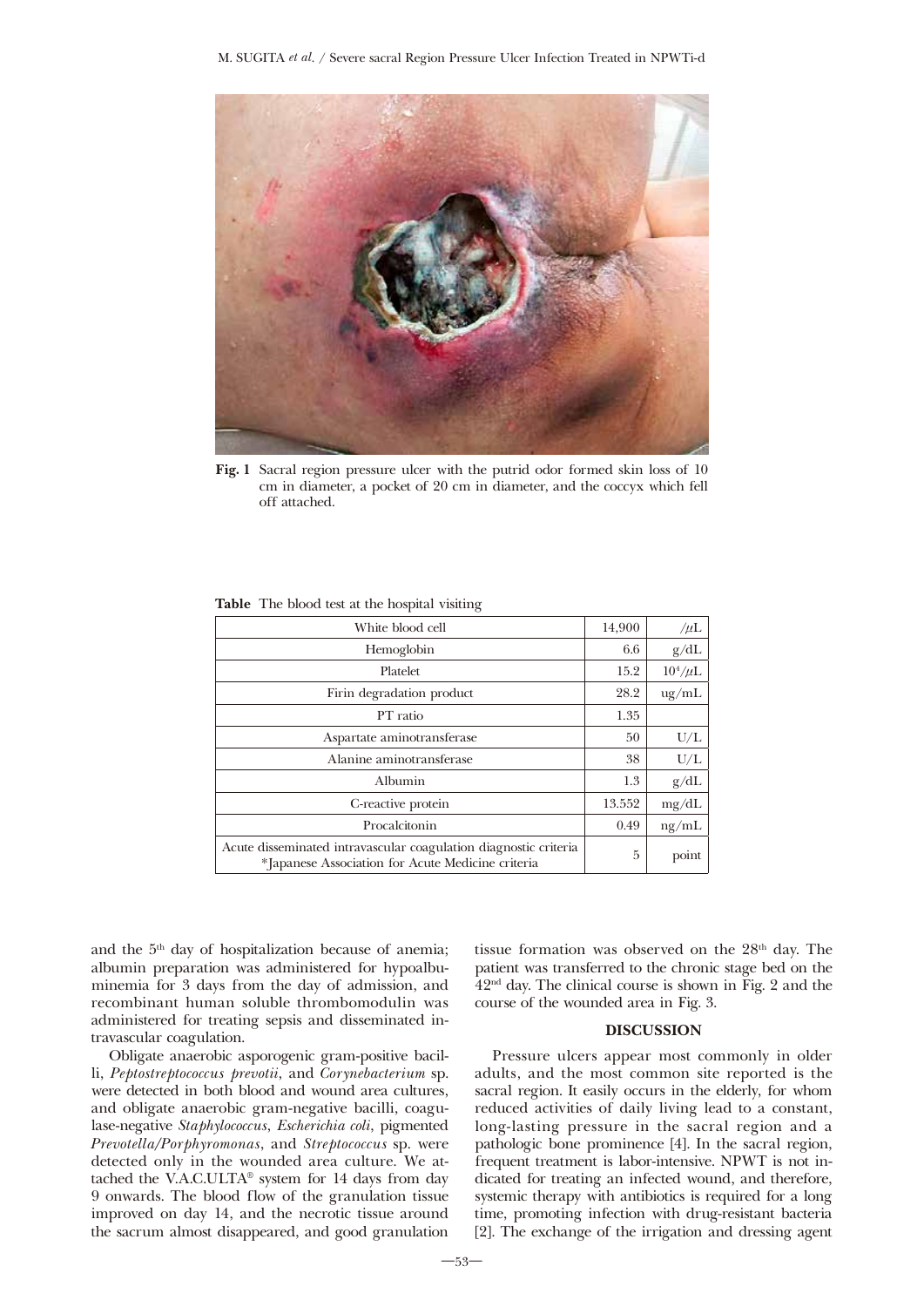Fig. 1 Sacral region pressure ulcer with the putrid odor formed skin loss of 10 cm in diameter, a pocket of 20 cm in diameter, and the coccyx which fell off attached.

**Table** The blood test at the hospital visiting

| | | |
|---|---|---|
| White blood cell | 14,900 | /μL |
| Hemoglobin | 6.6 | g/dL |
| Platelet | 15.2 | $10^4$/μL |
| Firin degradation product | 28.2 | ug/mL |
| PT ratio | 1.35 | |
| Aspartate aminotransferase | 50 | U/L |
| Alanine aminotransferase | 38 | U/L |
| Albumin | 1.3 | g/dL |
| C-reactive protein | 13.552 | mg/dL |
| Procalcitonin | 0.49 | ng/mL |
| Acute disseminated intravascular coagulation diagnostic criteria *Japanese Association for Acute Medicine criteria | 5 | point |

and the 5th day of hospitalization because of anemia; albumin preparation was administered for hypoalbuminemia for 3 days from the day of admission, and recombinant human soluble thrombomodulin was administered for treating sepsis and disseminated intravascular coagulation.

Obligate anaerobic asporogenic gram-positive bacilli, *Peptostreptococcus prevotii*, and *Corynebacterium* sp. were detected in both blood and wound area cultures, and obligate anaerobic gram-negative bacilli, coagulase-negative *Staphylococcus*, *Escherichia coli*, pigmented *Prevotella/Porphyromonas*, and *Streptococcus* sp. were detected only in the wounded area culture. We attached the V.A.C.ULTA® system for 14 days from day 9 onwards. The blood flow of the granulation tissue improved on day 14, and the necrotic tissue around the sacrum almost disappeared, and good granulation tissue formation was observed on the 28th day. The patient was transferred to the chronic stage bed on the 42nd day. The clinical course is shown in Fig. 2 and the course of the wounded area in Fig. 3.

## DISCUSSION

Pressure ulcers appear most commonly in older adults, and the most common site reported is the sacral region. It easily occurs in the elderly, for whom reduced activities of daily living lead to a constant, long-lasting pressure in the sacral region and a pathologic bone prominence [4]. In the sacral region, frequent treatment is labor-intensive. NPWT is not indicated for treating an infected wound, and therefore, systemic therapy with antibiotics is required for a long time, promoting infection with drug-resistant bacteria [2]. The exchange of the irrigation and dressing agent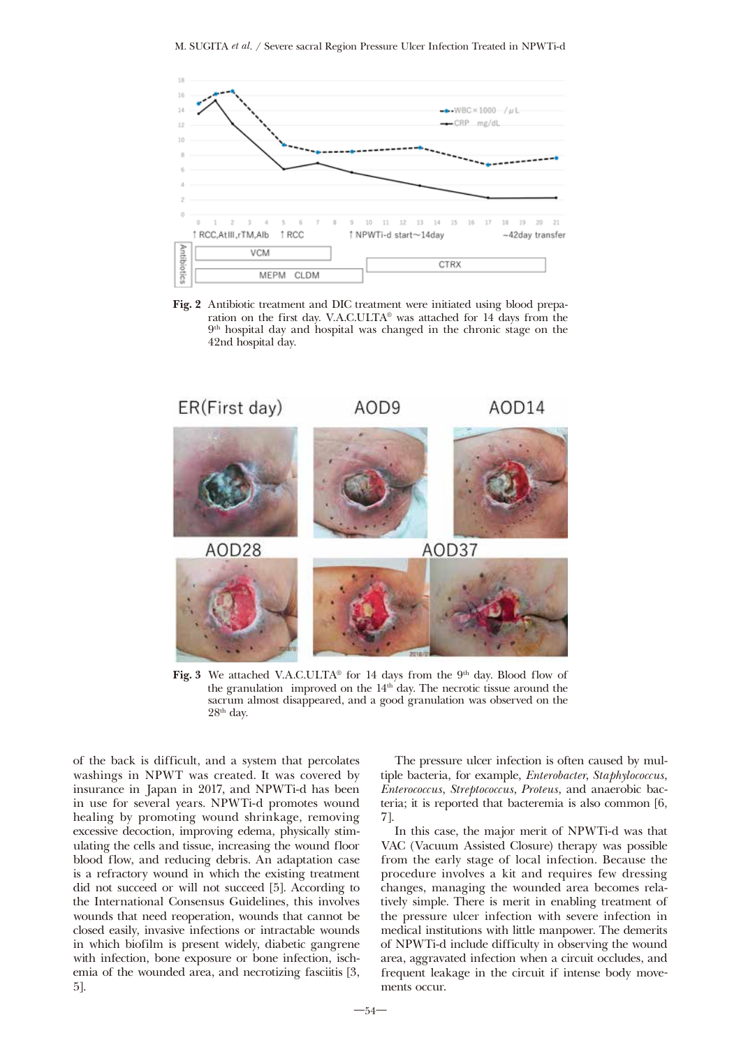Fig. 2 Antibiotic treatment and DIC treatment were initiated using blood preparation on the first day. V.A.C.ULTA® was attached for 14 days from the 9th hospital day and hospital was changed in the chronic stage on the 42nd hospital day.

Fig. 3 We attached V.A.C.ULTA® for 14 days from the 9th day. Blood flow of the granulation improved on the 14th day. The necrotic tissue around the sacrum almost disappeared, and a good granulation was observed on the 28th day.

of the back is difficult, and a system that percolates washings in NPWT was created. It was covered by insurance in Japan in 2017, and NPWTi-d has been in use for several years. NPWTi-d promotes wound healing by promoting wound shrinkage, removing excessive decoction, improving edema, physically stimulating the cells and tissue, increasing the wound floor blood flow, and reducing debris. An adaptation case is a refractory wound in which the existing treatment did not succeed or will not succeed [5]. According to the International Consensus Guidelines, this involves wounds that need reoperation, wounds that cannot be closed easily, invasive infections or intractable wounds in which biofilm is present widely, diabetic gangrene with infection, bone exposure or bone infection, ischemia of the wounded area, and necrotizing fasciitis [3, 5].

The pressure ulcer infection is often caused by multiple bacteria, for example, *Enterobacter*, *Staphylococcus*, *Enterococcus*, *Streptococcus*, *Proteus*, and anaerobic bacteria; it is reported that bacteremia is also common [6, 7].

In this case, the major merit of NPWTi-d was that VAC (Vacuum Assisted Closure) therapy was possible from the early stage of local infection. Because the procedure involves a kit and requires few dressing changes, managing the wounded area becomes relatively simple. There is merit in enabling treatment of the pressure ulcer infection with severe infection in medical institutions with little manpower. The demerits of NPWTi-d include difficulty in observing the wound area, aggravated infection when a circuit occludes, and frequent leakage in the circuit if intense body movements occur.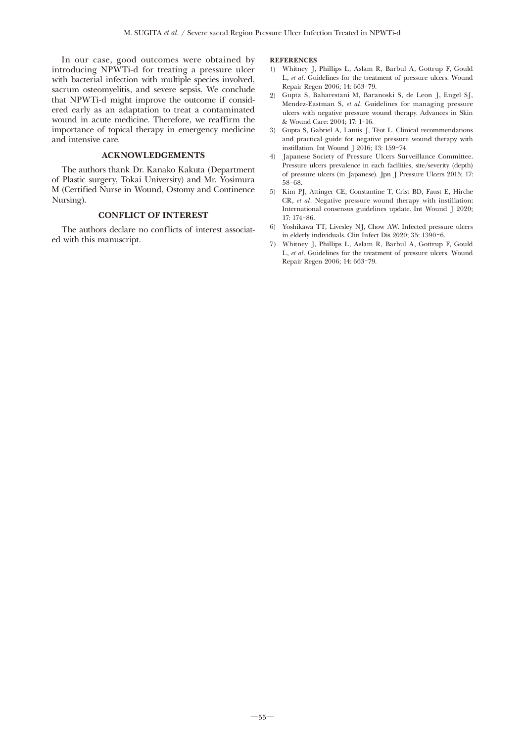In our case, good outcomes were obtained by introducing NPWTi-d for treating a pressure ulcer with bacterial infection with multiple species involved, sacrum osteomyelitis, and severe sepsis. We conclude that NPWTi-d might improve the outcome if considered early as an adaptation to treat a contaminated wound in acute medicine. Therefore, we reaffirm the importance of topical therapy in emergency medicine and intensive care.

## ACKNOWLEDGEMENTS

The authors thank Dr. Kanako Kakuta (Department of Plastic surgery, Tokai University) and Mr. Yosimura M (Certified Nurse in Wound, Ostomy and Continence Nursing).

## CONFLICT OF INTEREST

The authors declare no conflicts of interest associated with this manuscript.

## REFERENCES

1) Whitney J, Phillips L, Aslam R, Barbul A, Gottrup F, Gould L, *et al*. Guidelines for the treatment of pressure ulcers. Wound Repair Regen 2006; 14: 663–79.
2) Gupta S, Baharestani M, Baranoski S, de Leon J, Engel SJ, Mendez-Eastman S, *et al*. Guidelines for managing pressure ulcers with negative pressure wound therapy. Advances in Skin & Wound Care: 2004; 17: 1–16.
3) Gupta S, Gabriel A, Lantis J, Téot L. Clinical recommendations and practical guide for negative pressure wound therapy with instillation. Int Wound J 2016; 13: 159–74.
4) Japanese Society of Pressure Ulcers Surveillance Committee. Pressure ulcers prevalence in each facilities, site/severity (depth) of pressure ulcers (in Japanese). Jpn J Pressure Ulcers 2015; 17: 58–68.
5) Kim PJ, Attinger CE, Constantine T, Crist BD, Faust E, Hirche CR, *et al*. Negative pressure wound therapy with instillation: International consensus guidelines update. Int Wound J 2020; 17: 174–86.
6) Yoshikawa TT, Livesley NJ, Chow AW. Infected pressure ulcers in elderly individuals. Clin Infect Dis 2020; 35: 1390–6.
7) Whitney J, Phillips L, Aslam R, Barbul A, Gottrup F, Gould L, *et al*. Guidelines for the treatment of pressure ulcers. Wound Repair Regen 2006; 14: 663–79.